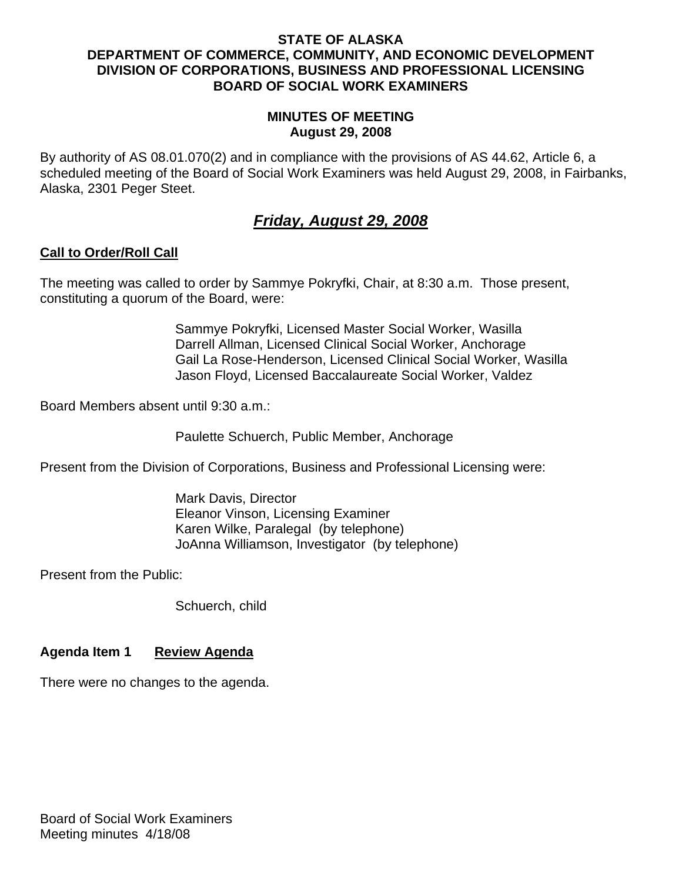**STATE OF ALASKA**
**DEPARTMENT OF COMMERCE, COMMUNITY, AND ECONOMIC DEVELOPMENT**
**DIVISION OF CORPORATIONS, BUSINESS AND PROFESSIONAL LICENSING**
**BOARD OF SOCIAL WORK EXAMINERS**

**MINUTES OF MEETING**
**August 29, 2008**

By authority of AS 08.01.070(2) and in compliance with the provisions of AS 44.62, Article 6, a scheduled meeting of the Board of Social Work Examiners was held August 29, 2008, in Fairbanks, Alaska, 2301 Peger Steet.

## ***Friday, August 29, 2008***

**Call to Order/Roll Call**

The meeting was called to order by Sammye Pokryfki, Chair, at 8:30 a.m. Those present, constituting a quorum of the Board, were:

Sammye Pokryfki, Licensed Master Social Worker, Wasilla
Darrell Allman, Licensed Clinical Social Worker, Anchorage
Gail La Rose-Henderson, Licensed Clinical Social Worker, Wasilla
Jason Floyd, Licensed Baccalaureate Social Worker, Valdez

Board Members absent until 9:30 a.m.:

Paulette Schuerch, Public Member, Anchorage

Present from the Division of Corporations, Business and Professional Licensing were:

Mark Davis, Director
Eleanor Vinson, Licensing Examiner
Karen Wilke, Paralegal (by telephone)
JoAnna Williamson, Investigator (by telephone)

Present from the Public:

Schuerch, child

**Agenda Item 1 Review Agenda**

There were no changes to the agenda.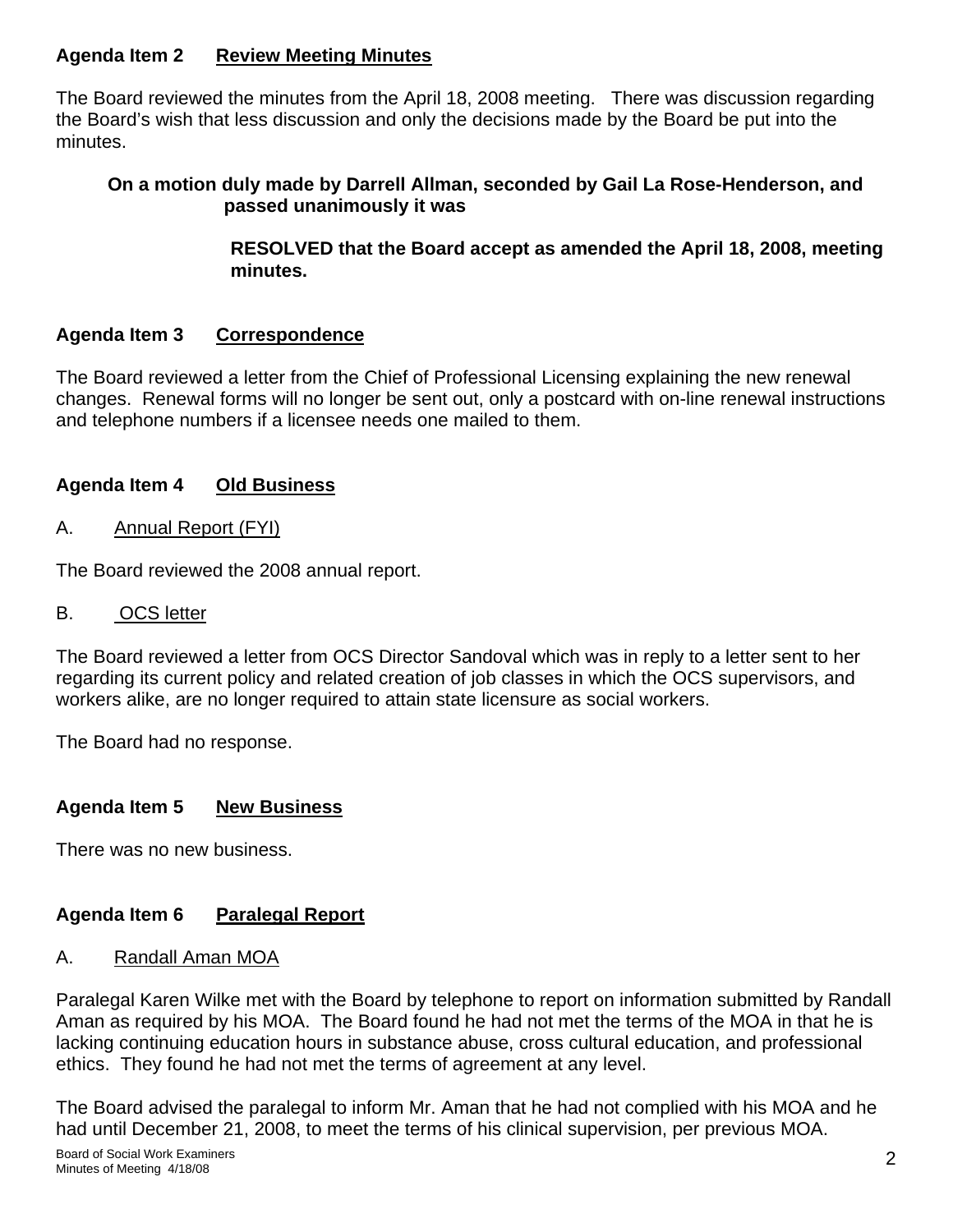### Agenda Item 2 Review Meeting Minutes

The Board reviewed the minutes from the April 18, 2008 meeting. There was discussion regarding the Board's wish that less discussion and only the decisions made by the Board be put into the minutes.

**On a motion duly made by Darrell Allman, seconded by Gail La Rose-Henderson, and passed unanimously it was**

**RESOLVED that the Board accept as amended the April 18, 2008, meeting minutes.**

### Agenda Item 3 Correspondence

The Board reviewed a letter from the Chief of Professional Licensing explaining the new renewal changes. Renewal forms will no longer be sent out, only a postcard with on-line renewal instructions and telephone numbers if a licensee needs one mailed to them.

### Agenda Item 4 Old Business

A. Annual Report (FYI)

The Board reviewed the 2008 annual report.

B. OCS letter

The Board reviewed a letter from OCS Director Sandoval which was in reply to a letter sent to her regarding its current policy and related creation of job classes in which the OCS supervisors, and workers alike, are no longer required to attain state licensure as social workers.

The Board had no response.

### Agenda Item 5 New Business

There was no new business.

### Agenda Item 6 Paralegal Report

A. Randall Aman MOA

Paralegal Karen Wilke met with the Board by telephone to report on information submitted by Randall Aman as required by his MOA. The Board found he had not met the terms of the MOA in that he is lacking continuing education hours in substance abuse, cross cultural education, and professional ethics. They found he had not met the terms of agreement at any level.

The Board advised the paralegal to inform Mr. Aman that he had not complied with his MOA and he had until December 21, 2008, to meet the terms of his clinical supervision, per previous MOA.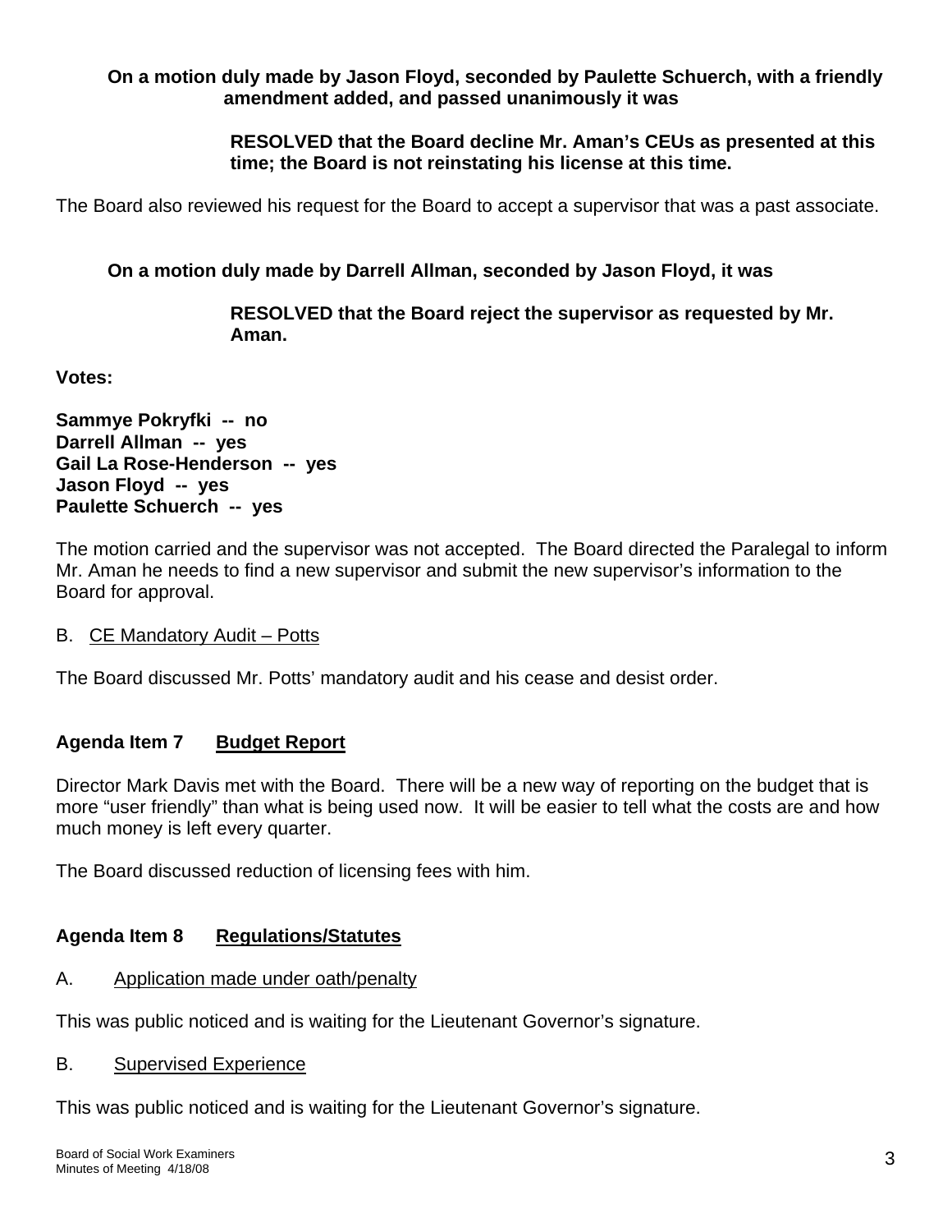**On a motion duly made by Jason Floyd, seconded by Paulette Schuerch, with a friendly amendment added, and passed unanimously it was**

> **RESOLVED that the Board decline Mr. Aman's CEUs as presented at this time; the Board is not reinstating his license at this time.**

The Board also reviewed his request for the Board to accept a supervisor that was a past associate.

**On a motion duly made by Darrell Allman, seconded by Jason Floyd, it was**

> **RESOLVED that the Board reject the supervisor as requested by Mr. Aman.**

**Votes:**

**Sammye Pokryfki -- no**
**Darrell Allman -- yes**
**Gail La Rose-Henderson -- yes**
**Jason Floyd -- yes**
**Paulette Schuerch -- yes**

The motion carried and the supervisor was not accepted. The Board directed the Paralegal to inform Mr. Aman he needs to find a new supervisor and submit the new supervisor's information to the Board for approval.

B. CE Mandatory Audit – Potts

The Board discussed Mr. Potts' mandatory audit and his cease and desist order.

## Agenda Item 7 Budget Report

Director Mark Davis met with the Board. There will be a new way of reporting on the budget that is more "user friendly" than what is being used now. It will be easier to tell what the costs are and how much money is left every quarter.

The Board discussed reduction of licensing fees with him.

## Agenda Item 8 Regulations/Statutes

A. Application made under oath/penalty

This was public noticed and is waiting for the Lieutenant Governor's signature.

B. Supervised Experience

This was public noticed and is waiting for the Lieutenant Governor's signature.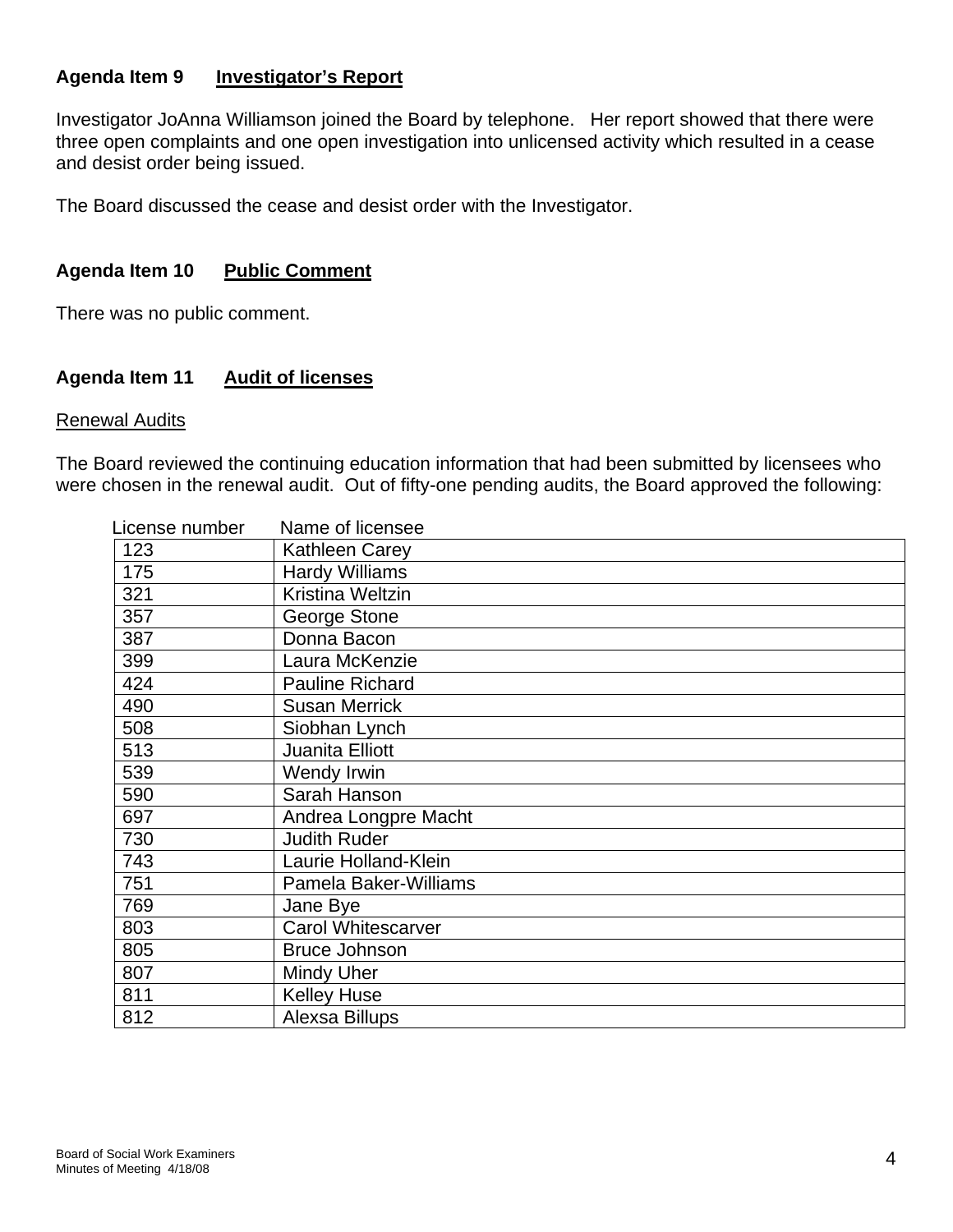**Agenda Item 9 Investigator's Report**

Investigator JoAnna Williamson joined the Board by telephone. Her report showed that there were three open complaints and one open investigation into unlicensed activity which resulted in a cease and desist order being issued.

The Board discussed the cease and desist order with the Investigator.

**Agenda Item 10 Public Comment**

There was no public comment.

**Agenda Item 11 Audit of licenses**

Renewal Audits

The Board reviewed the continuing education information that had been submitted by licensees who were chosen in the renewal audit. Out of fifty-one pending audits, the Board approved the following:

| License number | Name of licensee |
|---|---|
| 123 | Kathleen Carey |
| 175 | Hardy Williams |
| 321 | Kristina Weltzin |
| 357 | George Stone |
| 387 | Donna Bacon |
| 399 | Laura McKenzie |
| 424 | Pauline Richard |
| 490 | Susan Merrick |
| 508 | Siobhan Lynch |
| 513 | Juanita Elliott |
| 539 | Wendy Irwin |
| 590 | Sarah Hanson |
| 697 | Andrea Longpre Macht |
| 730 | Judith Ruder |
| 743 | Laurie Holland-Klein |
| 751 | Pamela Baker-Williams |
| 769 | Jane Bye |
| 803 | Carol Whitescarver |
| 805 | Bruce Johnson |
| 807 | Mindy Uher |
| 811 | Kelley Huse |
| 812 | Alexsa Billups |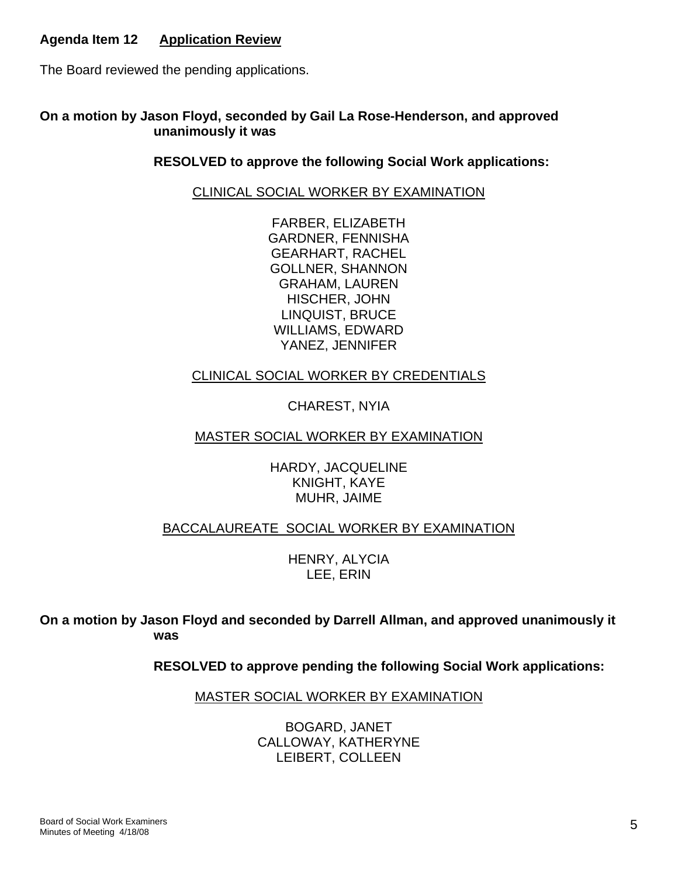**Agenda Item 12 Application Review**

The Board reviewed the pending applications.

**On a motion by Jason Floyd, seconded by Gail La Rose-Henderson, and approved unanimously it was**

**RESOLVED to approve the following Social Work applications:**

CLINICAL SOCIAL WORKER BY EXAMINATION

FARBER, ELIZABETH
GARDNER, FENNISHA
GEARHART, RACHEL
GOLLNER, SHANNON
GRAHAM, LAUREN
HISCHER, JOHN
LINQUIST, BRUCE
WILLIAMS, EDWARD
YANEZ, JENNIFER

CLINICAL SOCIAL WORKER BY CREDENTIALS

CHAREST, NYIA

MASTER SOCIAL WORKER BY EXAMINATION

HARDY, JACQUELINE
KNIGHT, KAYE
MUHR, JAIME

BACCALAUREATE SOCIAL WORKER BY EXAMINATION

HENRY, ALYCIA
LEE, ERIN

**On a motion by Jason Floyd and seconded by Darrell Allman, and approved unanimously it was**

**RESOLVED to approve pending the following Social Work applications:**

MASTER SOCIAL WORKER BY EXAMINATION

BOGARD, JANET
CALLOWAY, KATHERYNE
LEIBERT, COLLEEN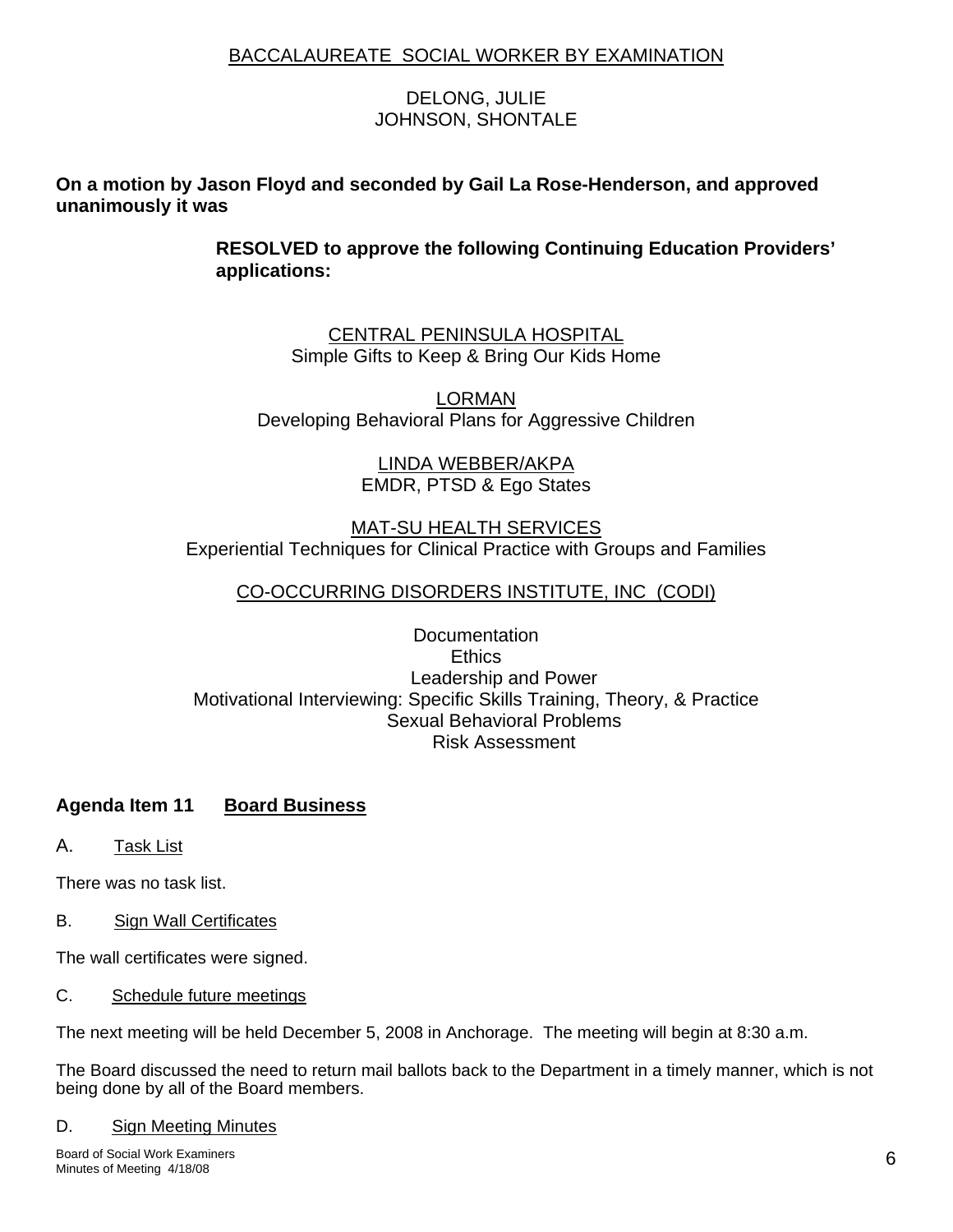BACCALAUREATE SOCIAL WORKER BY EXAMINATION

DELONG, JULIE
JOHNSON, SHONTALE

**On a motion by Jason Floyd and seconded by Gail La Rose-Henderson, and approved unanimously it was**

**RESOLVED to approve the following Continuing Education Providers' applications:**

CENTRAL PENINSULA HOSPITAL
Simple Gifts to Keep & Bring Our Kids Home

LORMAN
Developing Behavioral Plans for Aggressive Children

LINDA WEBBER/AKPA
EMDR, PTSD & Ego States

MAT-SU HEALTH SERVICES
Experiential Techniques for Clinical Practice with Groups and Families

CO-OCCURRING DISORDERS INSTITUTE, INC (CODI)

Documentation
Ethics
Leadership and Power
Motivational Interviewing: Specific Skills Training, Theory, & Practice
Sexual Behavioral Problems
Risk Assessment

## Agenda Item 11 Board Business

A. Task List

There was no task list.

B. Sign Wall Certificates

The wall certificates were signed.

C. Schedule future meetings

The next meeting will be held December 5, 2008 in Anchorage. The meeting will begin at 8:30 a.m.

The Board discussed the need to return mail ballots back to the Department in a timely manner, which is not being done by all of the Board members.

D. Sign Meeting Minutes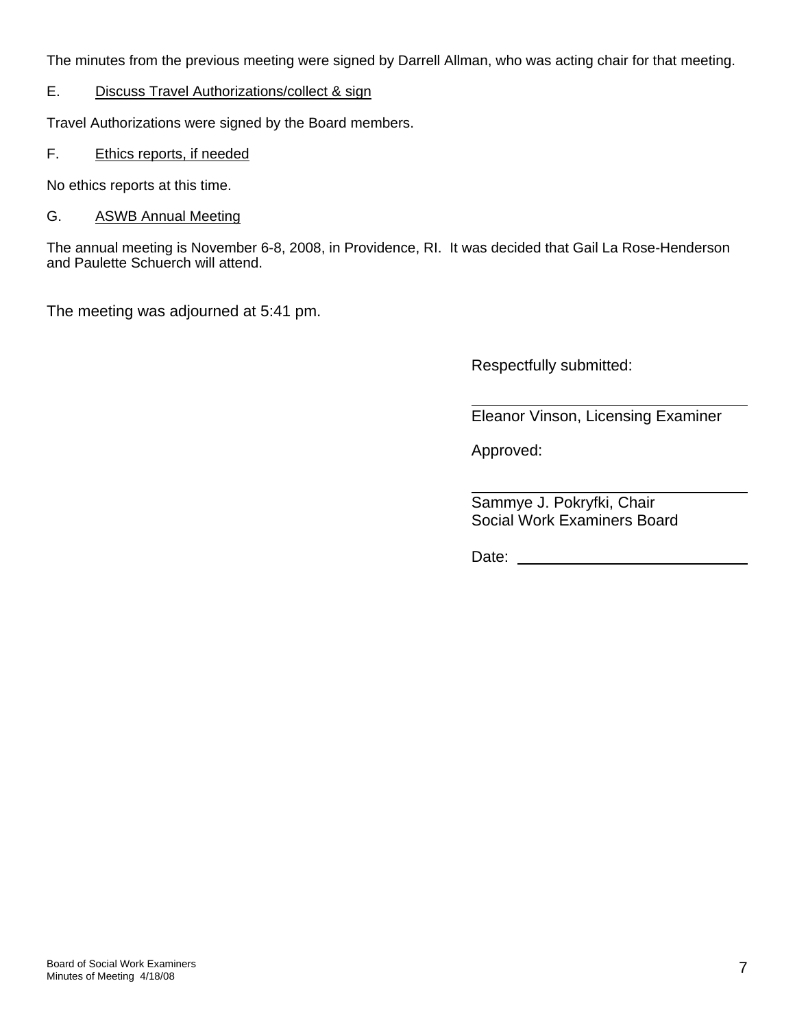The minutes from the previous meeting were signed by Darrell Allman, who was acting chair for that meeting.

E. Discuss Travel Authorizations/collect & sign

Travel Authorizations were signed by the Board members.

F. Ethics reports, if needed

No ethics reports at this time.

G. ASWB Annual Meeting

The annual meeting is November 6-8, 2008, in Providence, RI. It was decided that Gail La Rose-Henderson and Paulette Schuerch will attend.

The meeting was adjourned at 5:41 pm.

Respectfully submitted:

\_\_\_\_\_\_\_\_\_\_\_\_\_\_\_\_\_\_\_\_\_\_\_\_\_\_\_\_\_\_\_\_\_\_

Eleanor Vinson, Licensing Examiner

Approved:

\_\_\_\_\_\_\_\_\_\_\_\_\_\_\_\_\_\_\_\_\_\_\_\_\_\_\_\_\_\_\_\_\_\_

Sammye J. Pokryfki, Chair
Social Work Examiners Board

Date: \_\_\_\_\_\_\_\_\_\_\_\_\_\_\_\_\_\_\_\_\_\_\_\_\_\_\_\_